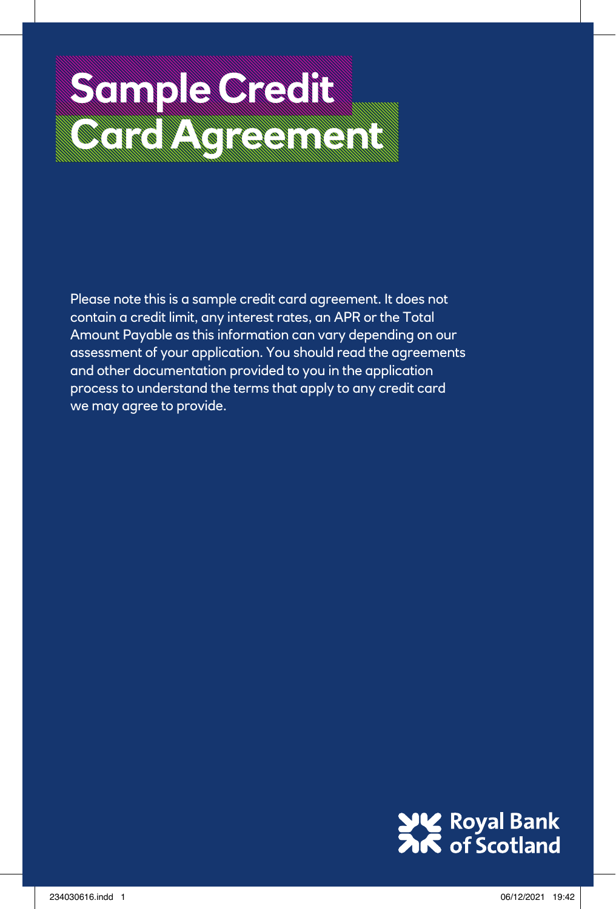# Sample Credit Card Agreement

Please note this is a sample credit card agreement. It does not contain a credit limit, any interest rates, an APR or the Total Amount Payable as this information can vary depending on our assessment of your application. You should read the agreements and other documentation provided to you in the application process to understand the terms that apply to any credit card we may agree to provide.

Royal Bank of Scotland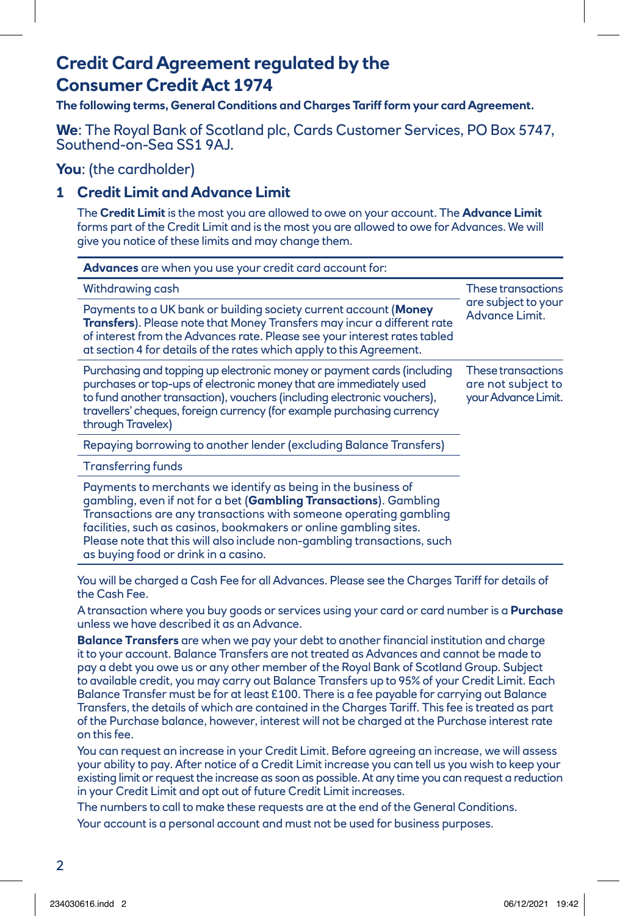# Credit Card Agreement regulated by the Consumer Credit Act 1974

**The following terms, General Conditions and Charges Tariff form your card Agreement.**

**We**: The Royal Bank of Scotland plc, Cards Customer Services, PO Box 5747, Southend-on-Sea SS1 9AJ.

**You**: (the cardholder)

## 1 Credit Limit and Advance Limit

The **Credit Limit** is the most you are allowed to owe on your account. The **Advance Limit** forms part of the Credit Limit and is the most you are allowed to owe for Advances. We will give you notice of these limits and may change them.

| **Advances** are when you use your credit card account for: | |
|---|---|
| Withdrawing cash | These transactions are subject to your Advance Limit. |
| Payments to a UK bank or building society current account (**Money Transfers**). Please note that Money Transfers may incur a different rate of interest from the Advances rate. Please see your interest rates tabled at section 4 for details of the rates which apply to this Agreement. | |
| Purchasing and topping up electronic money or payment cards (including purchases or top-ups of electronic money that are immediately used to fund another transaction), vouchers (including electronic vouchers), travellers' cheques, foreign currency (for example purchasing currency through Travelex) | These transactions are not subject to your Advance Limit. |
| Repaying borrowing to another lender (excluding Balance Transfers) | |
| Transferring funds | |
| Payments to merchants we identify as being in the business of gambling, even if not for a bet (**Gambling Transactions**). Gambling Transactions are any transactions with someone operating gambling facilities, such as casinos, bookmakers or online gambling sites. Please note that this will also include non-gambling transactions, such as buying food or drink in a casino. | |

You will be charged a Cash Fee for all Advances. Please see the Charges Tariff for details of the Cash Fee.

A transaction where you buy goods or services using your card or card number is a **Purchase** unless we have described it as an Advance.

**Balance Transfers** are when we pay your debt to another financial institution and charge it to your account. Balance Transfers are not treated as Advances and cannot be made to pay a debt you owe us or any other member of the Royal Bank of Scotland Group. Subject to available credit, you may carry out Balance Transfers up to 95% of your Credit Limit. Each Balance Transfer must be for at least £100. There is a fee payable for carrying out Balance Transfers, the details of which are contained in the Charges Tariff. This fee is treated as part of the Purchase balance, however, interest will not be charged at the Purchase interest rate on this fee.

You can request an increase in your Credit Limit. Before agreeing an increase, we will assess your ability to pay. After notice of a Credit Limit increase you can tell us you wish to keep your existing limit or request the increase as soon as possible. At any time you can request a reduction in your Credit Limit and opt out of future Credit Limit increases.

The numbers to call to make these requests are at the end of the General Conditions.

Your account is a personal account and must not be used for business purposes.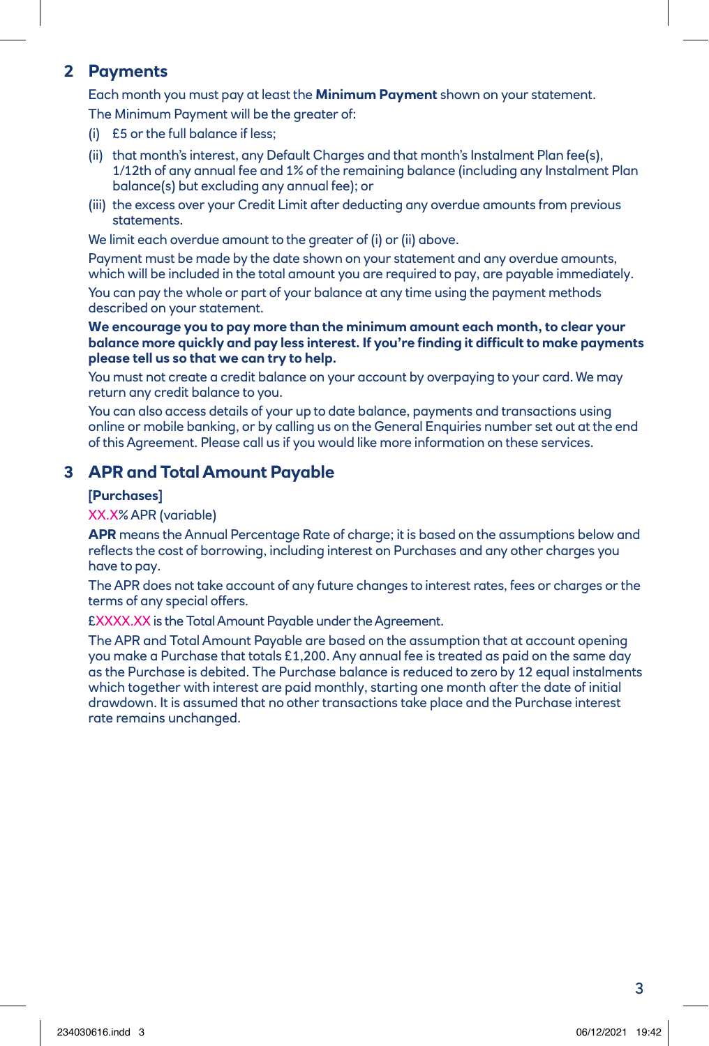## 2 Payments

Each month you must pay at least the **Minimum Payment** shown on your statement.

The Minimum Payment will be the greater of:

(i) £5 or the full balance if less;

(ii) that month's interest, any Default Charges and that month's Instalment Plan fee(s), 1/12th of any annual fee and 1% of the remaining balance (including any Instalment Plan balance(s) but excluding any annual fee); or

(iii) the excess over your Credit Limit after deducting any overdue amounts from previous statements.

We limit each overdue amount to the greater of (i) or (ii) above.

Payment must be made by the date shown on your statement and any overdue amounts, which will be included in the total amount you are required to pay, are payable immediately.

You can pay the whole or part of your balance at any time using the payment methods described on your statement.

**We encourage you to pay more than the minimum amount each month, to clear your balance more quickly and pay less interest. If you're finding it difficult to make payments please tell us so that we can try to help.**

You must not create a credit balance on your account by overpaying to your card. We may return any credit balance to you.

You can also access details of your up to date balance, payments and transactions using online or mobile banking, or by calling us on the General Enquiries number set out at the end of this Agreement. Please call us if you would like more information on these services.

## 3 APR and Total Amount Payable

**[Purchases]**

XX.X% APR (variable)

**APR** means the Annual Percentage Rate of charge; it is based on the assumptions below and reflects the cost of borrowing, including interest on Purchases and any other charges you have to pay.

The APR does not take account of any future changes to interest rates, fees or charges or the terms of any special offers.

£XXXX.XX is the Total Amount Payable under the Agreement.

The APR and Total Amount Payable are based on the assumption that at account opening you make a Purchase that totals £1,200. Any annual fee is treated as paid on the same day as the Purchase is debited. The Purchase balance is reduced to zero by 12 equal instalments which together with interest are paid monthly, starting one month after the date of initial drawdown. It is assumed that no other transactions take place and the Purchase interest rate remains unchanged.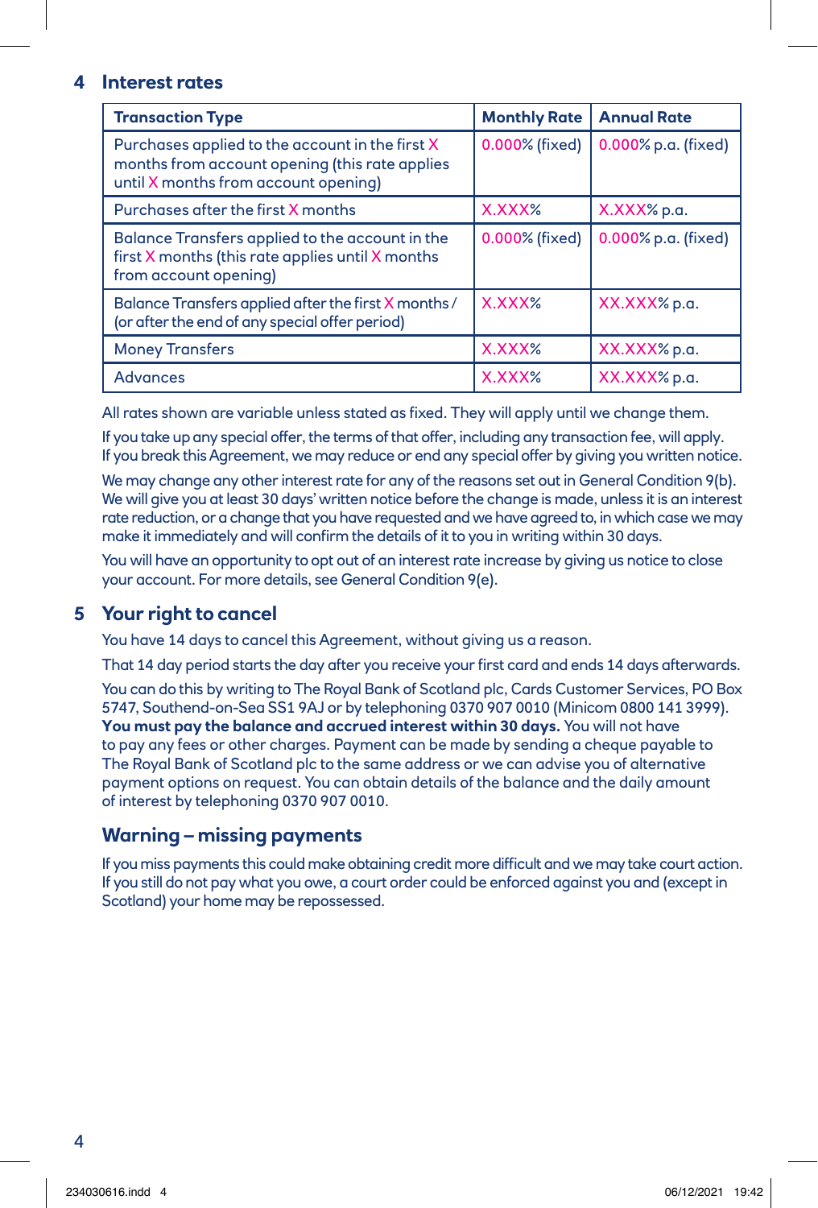## 4 Interest rates

| Transaction Type | Monthly Rate | Annual Rate |
|---|---|---|
| Purchases applied to the account in the first X months from account opening (this rate applies until X months from account opening) | 0.000% (fixed) | 0.000% p.a. (fixed) |
| Purchases after the first X months | X.XXX% | X.XXX% p.a. |
| Balance Transfers applied to the account in the first X months (this rate applies until X months from account opening) | 0.000% (fixed) | 0.000% p.a. (fixed) |
| Balance Transfers applied after the first X months / (or after the end of any special offer period) | X.XXX% | XX.XXX% p.a. |
| Money Transfers | X.XXX% | XX.XXX% p.a. |
| Advances | X.XXX% | XX.XXX% p.a. |

All rates shown are variable unless stated as fixed. They will apply until we change them.

If you take up any special offer, the terms of that offer, including any transaction fee, will apply. If you break this Agreement, we may reduce or end any special offer by giving you written notice.

We may change any other interest rate for any of the reasons set out in General Condition 9(b). We will give you at least 30 days' written notice before the change is made, unless it is an interest rate reduction, or a change that you have requested and we have agreed to, in which case we may make it immediately and will confirm the details of it to you in writing within 30 days.

You will have an opportunity to opt out of an interest rate increase by giving us notice to close your account. For more details, see General Condition 9(e).

## 5 Your right to cancel

You have 14 days to cancel this Agreement, without giving us a reason.

That 14 day period starts the day after you receive your first card and ends 14 days afterwards.

You can do this by writing to The Royal Bank of Scotland plc, Cards Customer Services, PO Box 5747, Southend-on-Sea SS1 9AJ or by telephoning 0370 907 0010 (Minicom 0800 141 3999). **You must pay the balance and accrued interest within 30 days.** You will not have to pay any fees or other charges. Payment can be made by sending a cheque payable to The Royal Bank of Scotland plc to the same address or we can advise you of alternative payment options on request. You can obtain details of the balance and the daily amount of interest by telephoning 0370 907 0010.

### Warning – missing payments

If you miss payments this could make obtaining credit more difficult and we may take court action. If you still do not pay what you owe, a court order could be enforced against you and (except in Scotland) your home may be repossessed.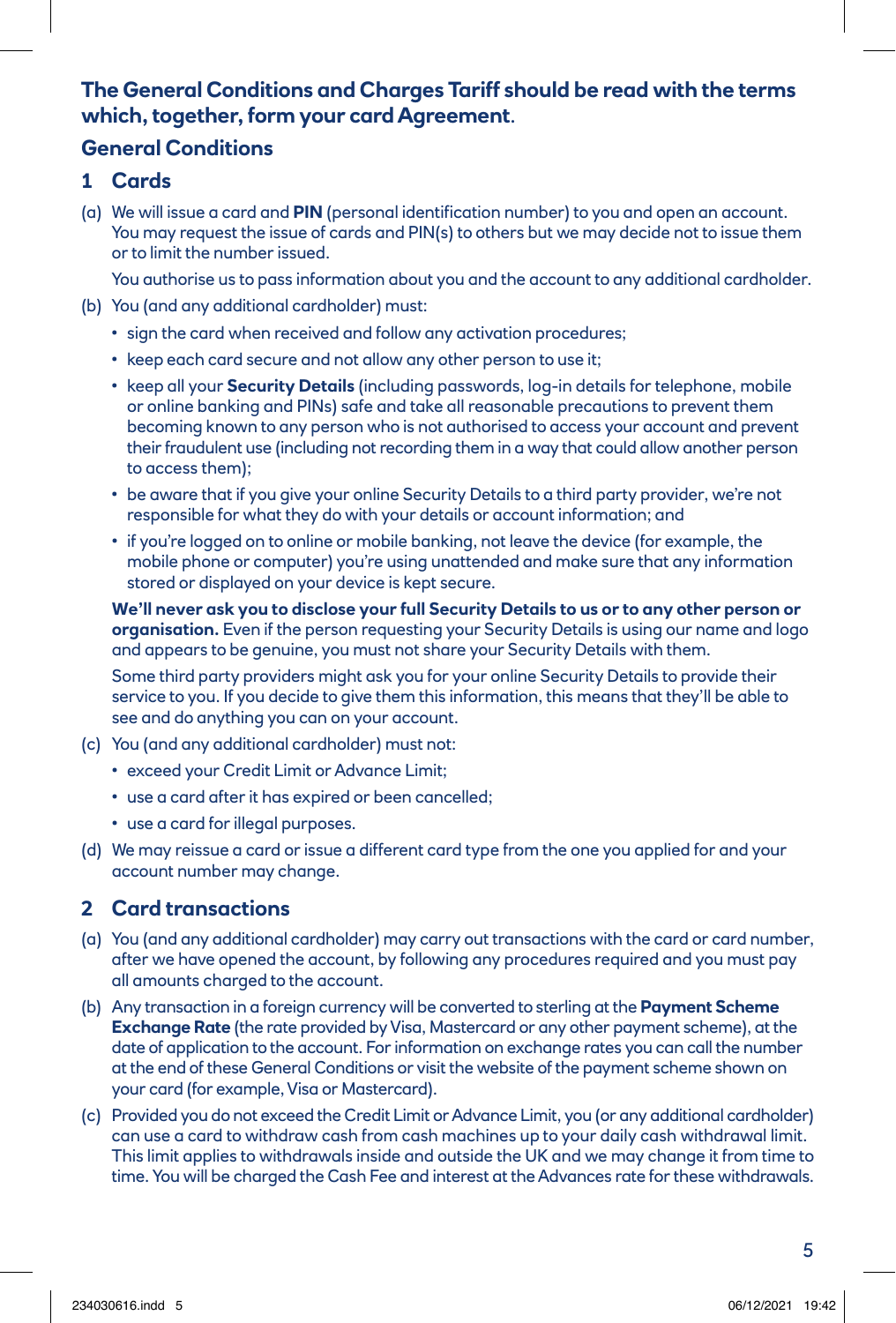**The General Conditions and Charges Tariff should be read with the terms which, together, form your card Agreement.**

## General Conditions

### 1 Cards

(a) We will issue a card and **PIN** (personal identification number) to you and open an account. You may request the issue of cards and PIN(s) to others but we may decide not to issue them or to limit the number issued.

You authorise us to pass information about you and the account to any additional cardholder.

(b) You (and any additional cardholder) must:

- sign the card when received and follow any activation procedures;
- keep each card secure and not allow any other person to use it;
- keep all your **Security Details** (including passwords, log-in details for telephone, mobile or online banking and PINs) safe and take all reasonable precautions to prevent them becoming known to any person who is not authorised to access your account and prevent their fraudulent use (including not recording them in a way that could allow another person to access them);
- be aware that if you give your online Security Details to a third party provider, we're not responsible for what they do with your details or account information; and
- if you're logged on to online or mobile banking, not leave the device (for example, the mobile phone or computer) you're using unattended and make sure that any information stored or displayed on your device is kept secure.

**We'll never ask you to disclose your full Security Details to us or to any other person or organisation.** Even if the person requesting your Security Details is using our name and logo and appears to be genuine, you must not share your Security Details with them.

Some third party providers might ask you for your online Security Details to provide their service to you. If you decide to give them this information, this means that they'll be able to see and do anything you can on your account.

(c) You (and any additional cardholder) must not:

- exceed your Credit Limit or Advance Limit;
- use a card after it has expired or been cancelled;
- use a card for illegal purposes.

(d) We may reissue a card or issue a different card type from the one you applied for and your account number may change.

### 2 Card transactions

(a) You (and any additional cardholder) may carry out transactions with the card or card number, after we have opened the account, by following any procedures required and you must pay all amounts charged to the account.

(b) Any transaction in a foreign currency will be converted to sterling at the **Payment Scheme Exchange Rate** (the rate provided by Visa, Mastercard or any other payment scheme), at the date of application to the account. For information on exchange rates you can call the number at the end of these General Conditions or visit the website of the payment scheme shown on your card (for example, Visa or Mastercard).

(c) Provided you do not exceed the Credit Limit or Advance Limit, you (or any additional cardholder) can use a card to withdraw cash from cash machines up to your daily cash withdrawal limit. This limit applies to withdrawals inside and outside the UK and we may change it from time to time. You will be charged the Cash Fee and interest at the Advances rate for these withdrawals.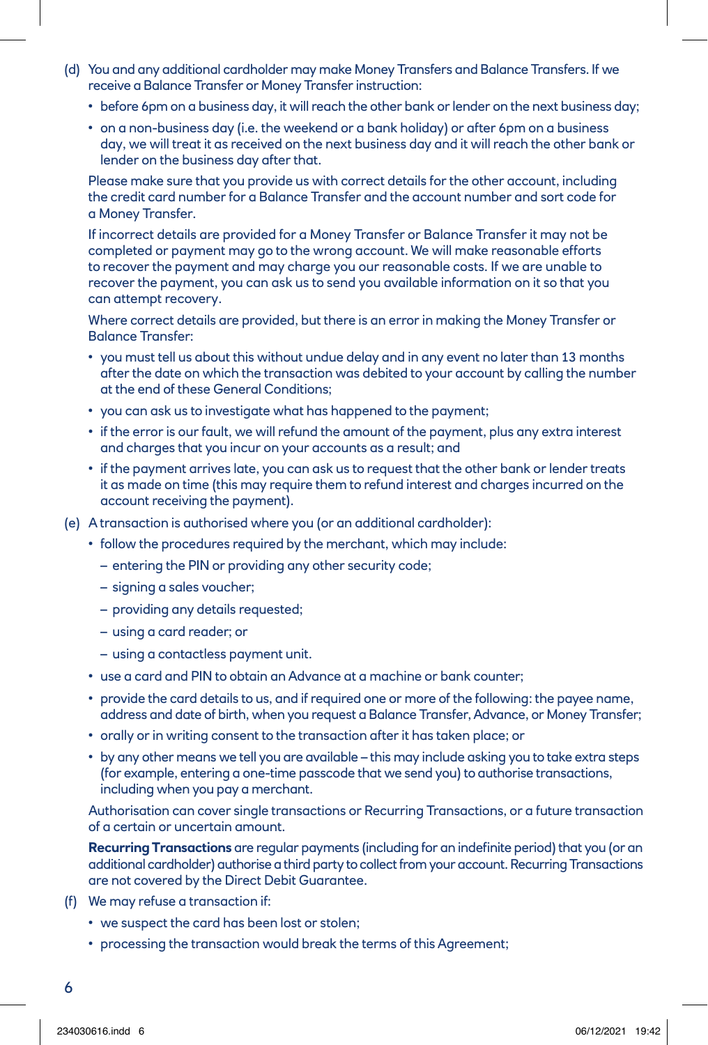(d) You and any additional cardholder may make Money Transfers and Balance Transfers. If we receive a Balance Transfer or Money Transfer instruction:

- before 6pm on a business day, it will reach the other bank or lender on the next business day;
- on a non-business day (i.e. the weekend or a bank holiday) or after 6pm on a business day, we will treat it as received on the next business day and it will reach the other bank or lender on the business day after that.

Please make sure that you provide us with correct details for the other account, including the credit card number for a Balance Transfer and the account number and sort code for a Money Transfer.

If incorrect details are provided for a Money Transfer or Balance Transfer it may not be completed or payment may go to the wrong account. We will make reasonable efforts to recover the payment and may charge you our reasonable costs. If we are unable to recover the payment, you can ask us to send you available information on it so that you can attempt recovery.

Where correct details are provided, but there is an error in making the Money Transfer or Balance Transfer:

- you must tell us about this without undue delay and in any event no later than 13 months after the date on which the transaction was debited to your account by calling the number at the end of these General Conditions;
- you can ask us to investigate what has happened to the payment;
- if the error is our fault, we will refund the amount of the payment, plus any extra interest and charges that you incur on your accounts as a result; and
- if the payment arrives late, you can ask us to request that the other bank or lender treats it as made on time (this may require them to refund interest and charges incurred on the account receiving the payment).

(e) A transaction is authorised where you (or an additional cardholder):

- follow the procedures required by the merchant, which may include:
  - entering the PIN or providing any other security code;
  - signing a sales voucher;
  - providing any details requested;
  - using a card reader; or
  - using a contactless payment unit.
- use a card and PIN to obtain an Advance at a machine or bank counter;
- provide the card details to us, and if required one or more of the following: the payee name, address and date of birth, when you request a Balance Transfer, Advance, or Money Transfer;
- orally or in writing consent to the transaction after it has taken place; or
- by any other means we tell you are available – this may include asking you to take extra steps (for example, entering a one-time passcode that we send you) to authorise transactions, including when you pay a merchant.

Authorisation can cover single transactions or Recurring Transactions, or a future transaction of a certain or uncertain amount.

**Recurring Transactions** are regular payments (including for an indefinite period) that you (or an additional cardholder) authorise a third party to collect from your account. Recurring Transactions are not covered by the Direct Debit Guarantee.

(f) We may refuse a transaction if:

- we suspect the card has been lost or stolen;
- processing the transaction would break the terms of this Agreement;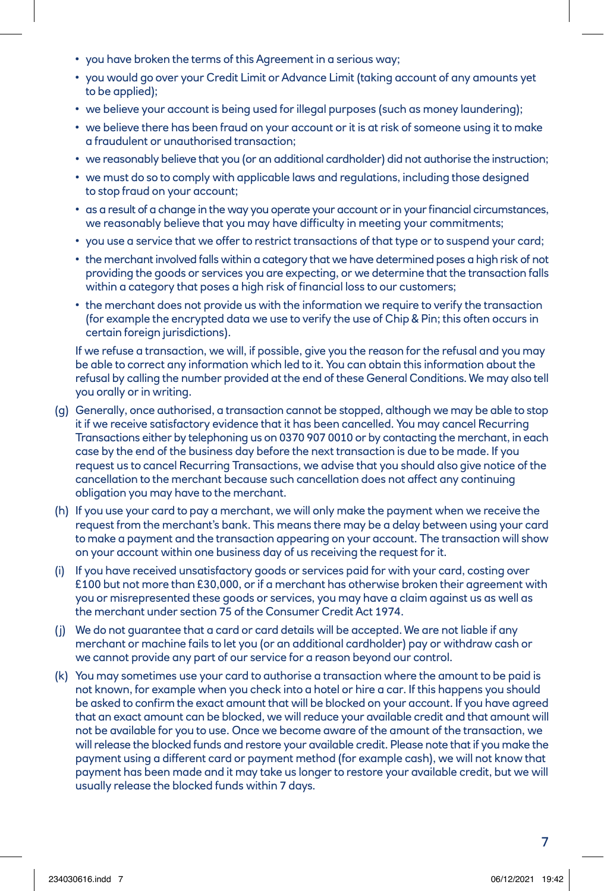- you have broken the terms of this Agreement in a serious way;
- you would go over your Credit Limit or Advance Limit (taking account of any amounts yet to be applied);
- we believe your account is being used for illegal purposes (such as money laundering);
- we believe there has been fraud on your account or it is at risk of someone using it to make a fraudulent or unauthorised transaction;
- we reasonably believe that you (or an additional cardholder) did not authorise the instruction;
- we must do so to comply with applicable laws and regulations, including those designed to stop fraud on your account;
- as a result of a change in the way you operate your account or in your financial circumstances, we reasonably believe that you may have difficulty in meeting your commitments;
- you use a service that we offer to restrict transactions of that type or to suspend your card;
- the merchant involved falls within a category that we have determined poses a high risk of not providing the goods or services you are expecting, or we determine that the transaction falls within a category that poses a high risk of financial loss to our customers;
- the merchant does not provide us with the information we require to verify the transaction (for example the encrypted data we use to verify the use of Chip & Pin; this often occurs in certain foreign jurisdictions).

If we refuse a transaction, we will, if possible, give you the reason for the refusal and you may be able to correct any information which led to it. You can obtain this information about the refusal by calling the number provided at the end of these General Conditions. We may also tell you orally or in writing.

(g) Generally, once authorised, a transaction cannot be stopped, although we may be able to stop it if we receive satisfactory evidence that it has been cancelled. You may cancel Recurring Transactions either by telephoning us on 0370 907 0010 or by contacting the merchant, in each case by the end of the business day before the next transaction is due to be made. If you request us to cancel Recurring Transactions, we advise that you should also give notice of the cancellation to the merchant because such cancellation does not affect any continuing obligation you may have to the merchant.

(h) If you use your card to pay a merchant, we will only make the payment when we receive the request from the merchant's bank. This means there may be a delay between using your card to make a payment and the transaction appearing on your account. The transaction will show on your account within one business day of us receiving the request for it.

(i) If you have received unsatisfactory goods or services paid for with your card, costing over £100 but not more than £30,000, or if a merchant has otherwise broken their agreement with you or misrepresented these goods or services, you may have a claim against us as well as the merchant under section 75 of the Consumer Credit Act 1974.

(j) We do not guarantee that a card or card details will be accepted. We are not liable if any merchant or machine fails to let you (or an additional cardholder) pay or withdraw cash or we cannot provide any part of our service for a reason beyond our control.

(k) You may sometimes use your card to authorise a transaction where the amount to be paid is not known, for example when you check into a hotel or hire a car. If this happens you should be asked to confirm the exact amount that will be blocked on your account. If you have agreed that an exact amount can be blocked, we will reduce your available credit and that amount will not be available for you to use. Once we become aware of the amount of the transaction, we will release the blocked funds and restore your available credit. Please note that if you make the payment using a different card or payment method (for example cash), we will not know that payment has been made and it may take us longer to restore your available credit, but we will usually release the blocked funds within 7 days.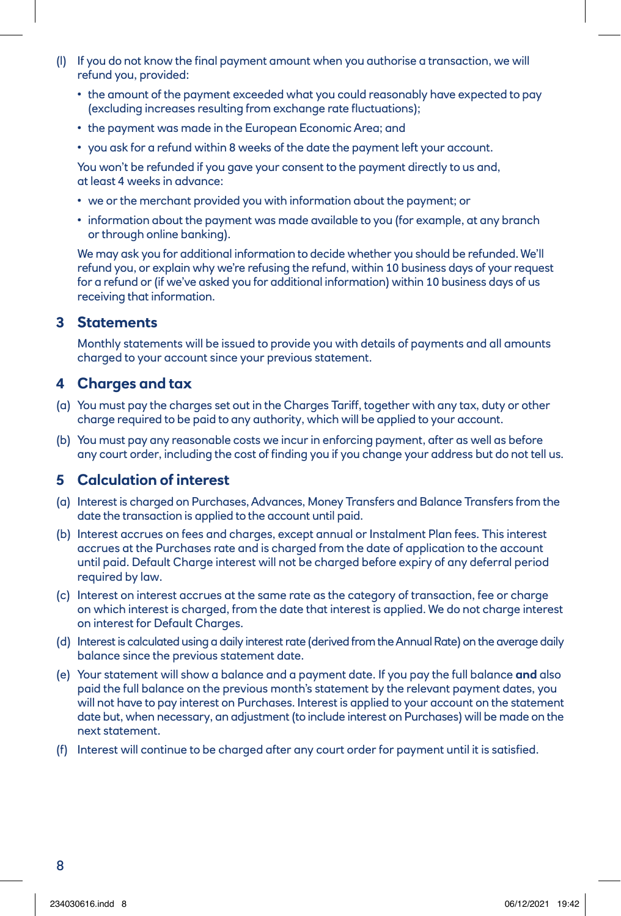(l) If you do not know the final payment amount when you authorise a transaction, we will refund you, provided:

- the amount of the payment exceeded what you could reasonably have expected to pay (excluding increases resulting from exchange rate fluctuations);
- the payment was made in the European Economic Area; and
- you ask for a refund within 8 weeks of the date the payment left your account.

You won't be refunded if you gave your consent to the payment directly to us and, at least 4 weeks in advance:

- we or the merchant provided you with information about the payment; or
- information about the payment was made available to you (for example, at any branch or through online banking).

We may ask you for additional information to decide whether you should be refunded. We'll refund you, or explain why we're refusing the refund, within 10 business days of your request for a refund or (if we've asked you for additional information) within 10 business days of us receiving that information.

## 3 Statements

Monthly statements will be issued to provide you with details of payments and all amounts charged to your account since your previous statement.

## 4 Charges and tax

(a) You must pay the charges set out in the Charges Tariff, together with any tax, duty or other charge required to be paid to any authority, which will be applied to your account.

(b) You must pay any reasonable costs we incur in enforcing payment, after as well as before any court order, including the cost of finding you if you change your address but do not tell us.

## 5 Calculation of interest

(a) Interest is charged on Purchases, Advances, Money Transfers and Balance Transfers from the date the transaction is applied to the account until paid.

(b) Interest accrues on fees and charges, except annual or Instalment Plan fees. This interest accrues at the Purchases rate and is charged from the date of application to the account until paid. Default Charge interest will not be charged before expiry of any deferral period required by law.

(c) Interest on interest accrues at the same rate as the category of transaction, fee or charge on which interest is charged, from the date that interest is applied. We do not charge interest on interest for Default Charges.

(d) Interest is calculated using a daily interest rate (derived from the Annual Rate) on the average daily balance since the previous statement date.

(e) Your statement will show a balance and a payment date. If you pay the full balance **and** also paid the full balance on the previous month's statement by the relevant payment dates, you will not have to pay interest on Purchases. Interest is applied to your account on the statement date but, when necessary, an adjustment (to include interest on Purchases) will be made on the next statement.

(f) Interest will continue to be charged after any court order for payment until it is satisfied.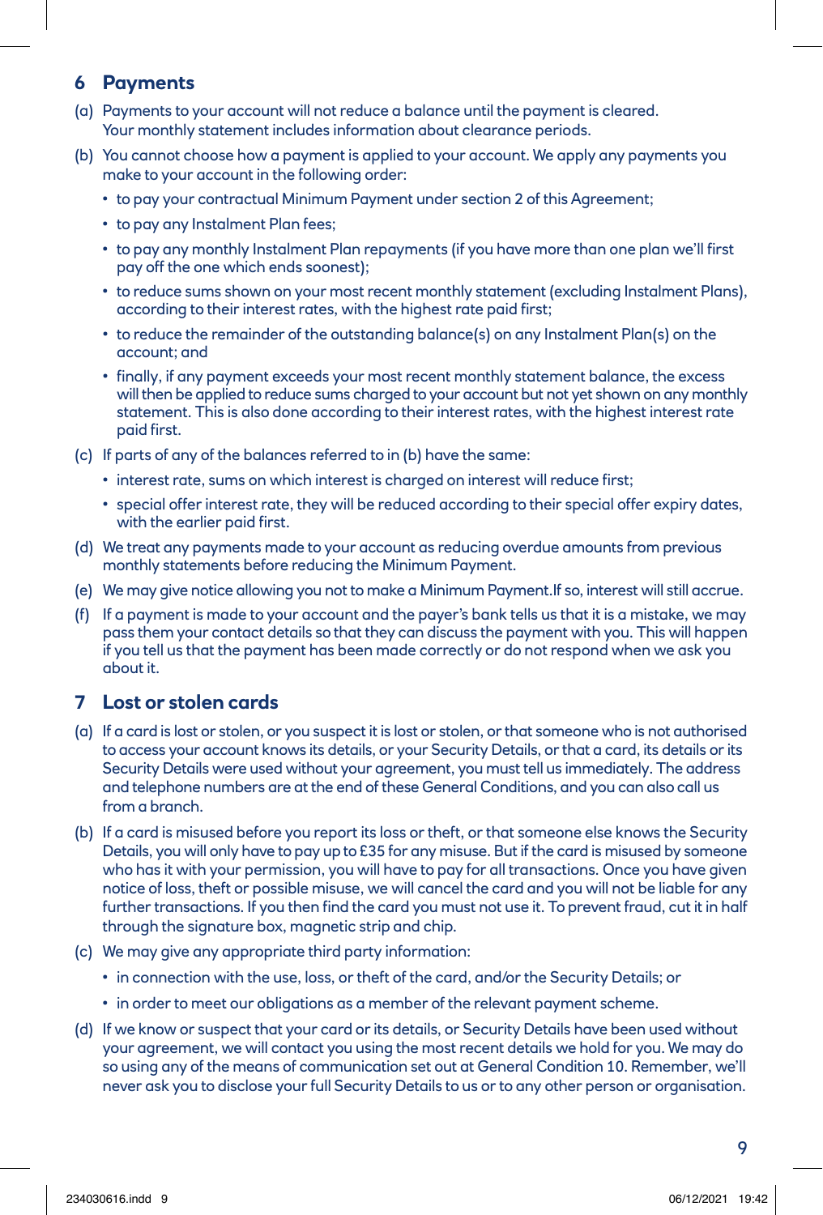## 6 Payments

(a) Payments to your account will not reduce a balance until the payment is cleared. Your monthly statement includes information about clearance periods.

(b) You cannot choose how a payment is applied to your account. We apply any payments you make to your account in the following order:

- to pay your contractual Minimum Payment under section 2 of this Agreement;
- to pay any Instalment Plan fees;
- to pay any monthly Instalment Plan repayments (if you have more than one plan we'll first pay off the one which ends soonest);
- to reduce sums shown on your most recent monthly statement (excluding Instalment Plans), according to their interest rates, with the highest rate paid first;
- to reduce the remainder of the outstanding balance(s) on any Instalment Plan(s) on the account; and
- finally, if any payment exceeds your most recent monthly statement balance, the excess will then be applied to reduce sums charged to your account but not yet shown on any monthly statement. This is also done according to their interest rates, with the highest interest rate paid first.

(c) If parts of any of the balances referred to in (b) have the same:

- interest rate, sums on which interest is charged on interest will reduce first;
- special offer interest rate, they will be reduced according to their special offer expiry dates, with the earlier paid first.

(d) We treat any payments made to your account as reducing overdue amounts from previous monthly statements before reducing the Minimum Payment.

(e) We may give notice allowing you not to make a Minimum Payment.If so, interest will still accrue.

(f) If a payment is made to your account and the payer's bank tells us that it is a mistake, we may pass them your contact details so that they can discuss the payment with you. This will happen if you tell us that the payment has been made correctly or do not respond when we ask you about it.

## 7 Lost or stolen cards

(a) If a card is lost or stolen, or you suspect it is lost or stolen, or that someone who is not authorised to access your account knows its details, or your Security Details, or that a card, its details or its Security Details were used without your agreement, you must tell us immediately. The address and telephone numbers are at the end of these General Conditions, and you can also call us from a branch.

(b) If a card is misused before you report its loss or theft, or that someone else knows the Security Details, you will only have to pay up to £35 for any misuse. But if the card is misused by someone who has it with your permission, you will have to pay for all transactions. Once you have given notice of loss, theft or possible misuse, we will cancel the card and you will not be liable for any further transactions. If you then find the card you must not use it. To prevent fraud, cut it in half through the signature box, magnetic strip and chip.

(c) We may give any appropriate third party information:

- in connection with the use, loss, or theft of the card, and/or the Security Details; or
- in order to meet our obligations as a member of the relevant payment scheme.

(d) If we know or suspect that your card or its details, or Security Details have been used without your agreement, we will contact you using the most recent details we hold for you. We may do so using any of the means of communication set out at General Condition 10. Remember, we'll never ask you to disclose your full Security Details to us or to any other person or organisation.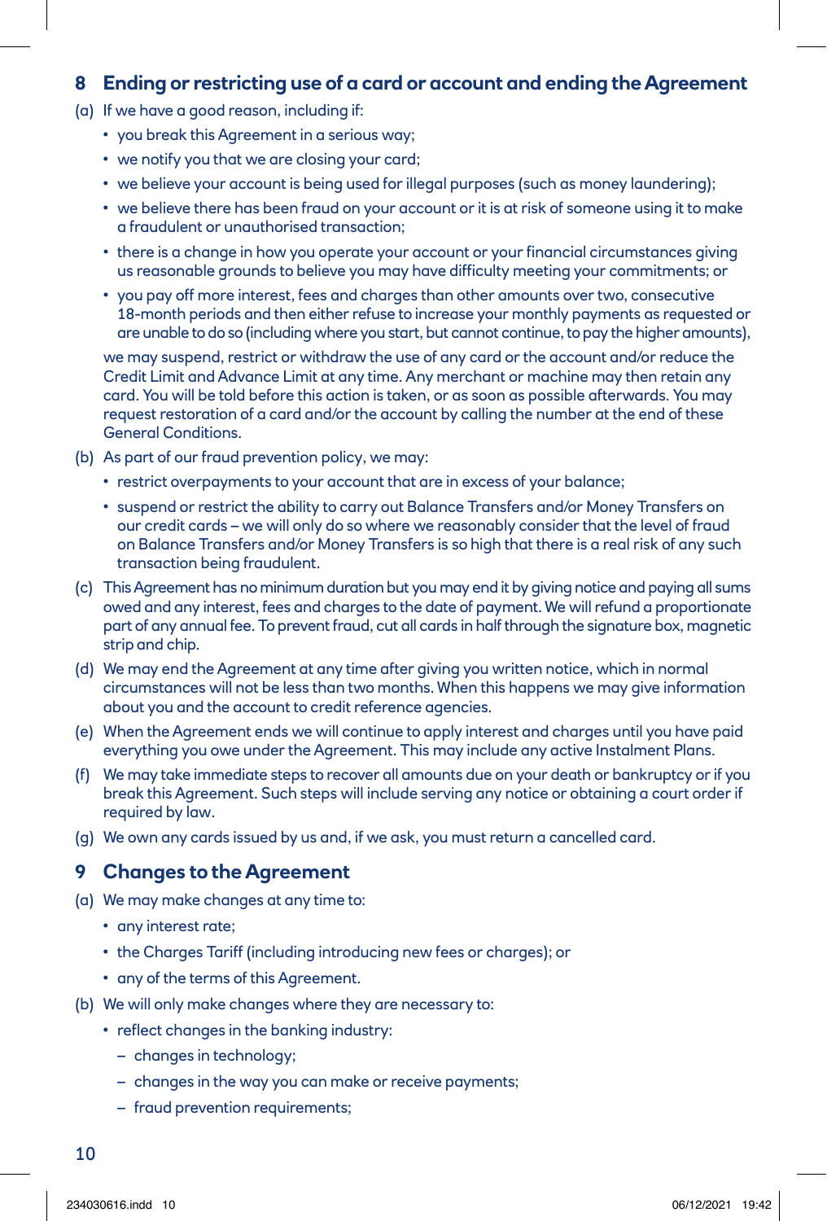## 8 Ending or restricting use of a card or account and ending the Agreement

(a) If we have a good reason, including if:

- you break this Agreement in a serious way;
- we notify you that we are closing your card;
- we believe your account is being used for illegal purposes (such as money laundering);
- we believe there has been fraud on your account or it is at risk of someone using it to make a fraudulent or unauthorised transaction;
- there is a change in how you operate your account or your financial circumstances giving us reasonable grounds to believe you may have difficulty meeting your commitments; or
- you pay off more interest, fees and charges than other amounts over two, consecutive 18-month periods and then either refuse to increase your monthly payments as requested or are unable to do so (including where you start, but cannot continue, to pay the higher amounts),

we may suspend, restrict or withdraw the use of any card or the account and/or reduce the Credit Limit and Advance Limit at any time. Any merchant or machine may then retain any card. You will be told before this action is taken, or as soon as possible afterwards. You may request restoration of a card and/or the account by calling the number at the end of these General Conditions.

(b) As part of our fraud prevention policy, we may:

- restrict overpayments to your account that are in excess of your balance;
- suspend or restrict the ability to carry out Balance Transfers and/or Money Transfers on our credit cards – we will only do so where we reasonably consider that the level of fraud on Balance Transfers and/or Money Transfers is so high that there is a real risk of any such transaction being fraudulent.

(c) This Agreement has no minimum duration but you may end it by giving notice and paying all sums owed and any interest, fees and charges to the date of payment. We will refund a proportionate part of any annual fee. To prevent fraud, cut all cards in half through the signature box, magnetic strip and chip.

(d) We may end the Agreement at any time after giving you written notice, which in normal circumstances will not be less than two months. When this happens we may give information about you and the account to credit reference agencies.

(e) When the Agreement ends we will continue to apply interest and charges until you have paid everything you owe under the Agreement. This may include any active Instalment Plans.

(f) We may take immediate steps to recover all amounts due on your death or bankruptcy or if you break this Agreement. Such steps will include serving any notice or obtaining a court order if required by law.

(g) We own any cards issued by us and, if we ask, you must return a cancelled card.

## 9 Changes to the Agreement

(a) We may make changes at any time to:

- any interest rate;
- the Charges Tariff (including introducing new fees or charges); or
- any of the terms of this Agreement.

(b) We will only make changes where they are necessary to:

- reflect changes in the banking industry:
  - changes in technology;
  - changes in the way you can make or receive payments;
  - fraud prevention requirements;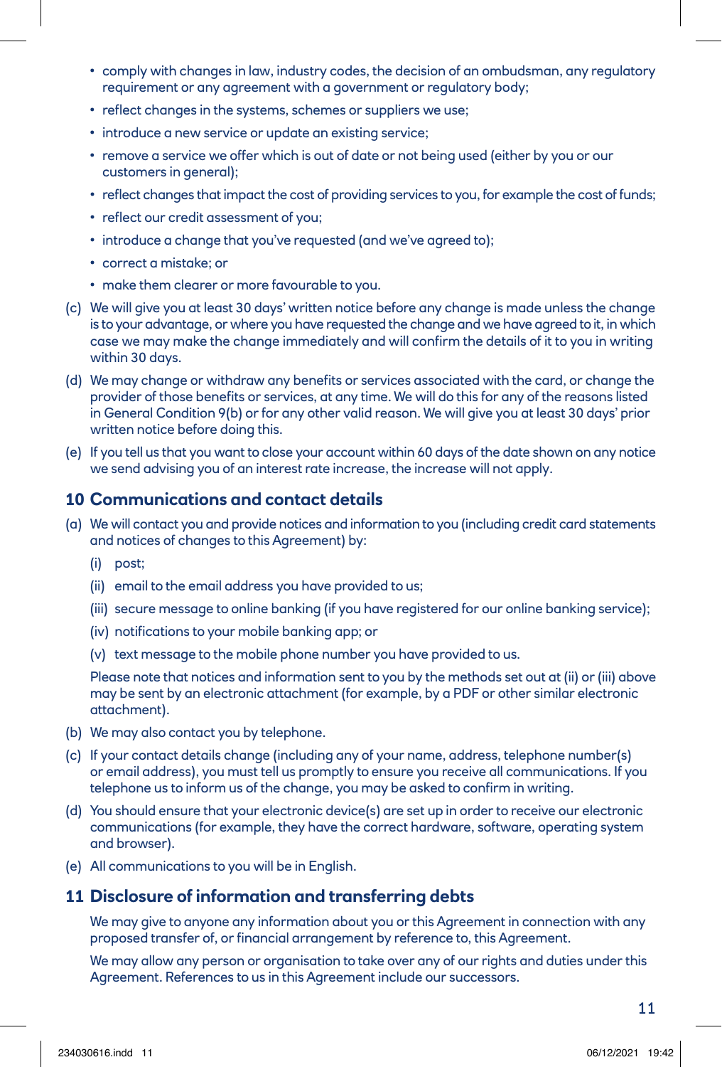- comply with changes in law, industry codes, the decision of an ombudsman, any regulatory requirement or any agreement with a government or regulatory body;
- reflect changes in the systems, schemes or suppliers we use;
- introduce a new service or update an existing service;
- remove a service we offer which is out of date or not being used (either by you or our customers in general);
- reflect changes that impact the cost of providing services to you, for example the cost of funds;
- reflect our credit assessment of you;
- introduce a change that you've requested (and we've agreed to);
- correct a mistake; or
- make them clearer or more favourable to you.

(c) We will give you at least 30 days' written notice before any change is made unless the change is to your advantage, or where you have requested the change and we have agreed to it, in which case we may make the change immediately and will confirm the details of it to you in writing within 30 days.

(d) We may change or withdraw any benefits or services associated with the card, or change the provider of those benefits or services, at any time. We will do this for any of the reasons listed in General Condition 9(b) or for any other valid reason. We will give you at least 30 days' prior written notice before doing this.

(e) If you tell us that you want to close your account within 60 days of the date shown on any notice we send advising you of an interest rate increase, the increase will not apply.

## 10 Communications and contact details

(a) We will contact you and provide notices and information to you (including credit card statements and notices of changes to this Agreement) by:

(i) post;

(ii) email to the email address you have provided to us;

(iii) secure message to online banking (if you have registered for our online banking service);

(iv) notifications to your mobile banking app; or

(v) text message to the mobile phone number you have provided to us.

Please note that notices and information sent to you by the methods set out at (ii) or (iii) above may be sent by an electronic attachment (for example, by a PDF or other similar electronic attachment).

(b) We may also contact you by telephone.

(c) If your contact details change (including any of your name, address, telephone number(s) or email address), you must tell us promptly to ensure you receive all communications. If you telephone us to inform us of the change, you may be asked to confirm in writing.

(d) You should ensure that your electronic device(s) are set up in order to receive our electronic communications (for example, they have the correct hardware, software, operating system and browser).

(e) All communications to you will be in English.

## 11 Disclosure of information and transferring debts

We may give to anyone any information about you or this Agreement in connection with any proposed transfer of, or financial arrangement by reference to, this Agreement.

We may allow any person or organisation to take over any of our rights and duties under this Agreement. References to us in this Agreement include our successors.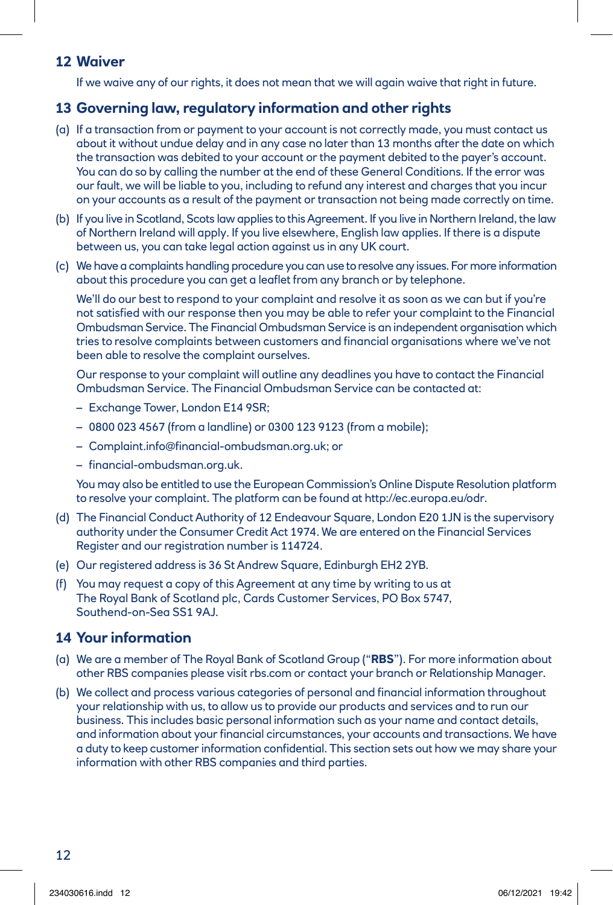## 12 Waiver

If we waive any of our rights, it does not mean that we will again waive that right in future.

## 13 Governing law, regulatory information and other rights

(a) If a transaction from or payment to your account is not correctly made, you must contact us about it without undue delay and in any case no later than 13 months after the date on which the transaction was debited to your account or the payment debited to the payer's account. You can do so by calling the number at the end of these General Conditions. If the error was our fault, we will be liable to you, including to refund any interest and charges that you incur on your accounts as a result of the payment or transaction not being made correctly on time.

(b) If you live in Scotland, Scots law applies to this Agreement. If you live in Northern Ireland, the law of Northern Ireland will apply. If you live elsewhere, English law applies. If there is a dispute between us, you can take legal action against us in any UK court.

(c) We have a complaints handling procedure you can use to resolve any issues. For more information about this procedure you can get a leaflet from any branch or by telephone.

We'll do our best to respond to your complaint and resolve it as soon as we can but if you're not satisfied with our response then you may be able to refer your complaint to the Financial Ombudsman Service. The Financial Ombudsman Service is an independent organisation which tries to resolve complaints between customers and financial organisations where we've not been able to resolve the complaint ourselves.

Our response to your complaint will outline any deadlines you have to contact the Financial Ombudsman Service. The Financial Ombudsman Service can be contacted at:

- Exchange Tower, London E14 9SR;
- 0800 023 4567 (from a landline) or 0300 123 9123 (from a mobile);
- Complaint.info@financial-ombudsman.org.uk; or
- financial-ombudsman.org.uk.

You may also be entitled to use the European Commission's Online Dispute Resolution platform to resolve your complaint. The platform can be found at http://ec.europa.eu/odr.

(d) The Financial Conduct Authority of 12 Endeavour Square, London E20 1JN is the supervisory authority under the Consumer Credit Act 1974. We are entered on the Financial Services Register and our registration number is 114724.

(e) Our registered address is 36 St Andrew Square, Edinburgh EH2 2YB.

(f) You may request a copy of this Agreement at any time by writing to us at The Royal Bank of Scotland plc, Cards Customer Services, PO Box 5747, Southend-on-Sea SS1 9AJ.

## 14 Your information

(a) We are a member of The Royal Bank of Scotland Group ("**RBS**"). For more information about other RBS companies please visit rbs.com or contact your branch or Relationship Manager.

(b) We collect and process various categories of personal and financial information throughout your relationship with us, to allow us to provide our products and services and to run our business. This includes basic personal information such as your name and contact details, and information about your financial circumstances, your accounts and transactions. We have a duty to keep customer information confidential. This section sets out how we may share your information with other RBS companies and third parties.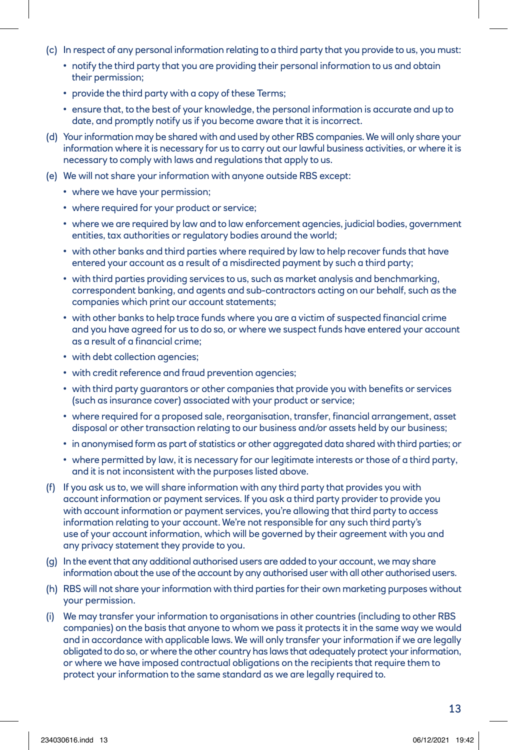(c) In respect of any personal information relating to a third party that you provide to us, you must:

- notify the third party that you are providing their personal information to us and obtain their permission;
- provide the third party with a copy of these Terms;
- ensure that, to the best of your knowledge, the personal information is accurate and up to date, and promptly notify us if you become aware that it is incorrect.

(d) Your information may be shared with and used by other RBS companies. We will only share your information where it is necessary for us to carry out our lawful business activities, or where it is necessary to comply with laws and regulations that apply to us.

(e) We will not share your information with anyone outside RBS except:

- where we have your permission;
- where required for your product or service;
- where we are required by law and to law enforcement agencies, judicial bodies, government entities, tax authorities or regulatory bodies around the world;
- with other banks and third parties where required by law to help recover funds that have entered your account as a result of a misdirected payment by such a third party;
- with third parties providing services to us, such as market analysis and benchmarking, correspondent banking, and agents and sub-contractors acting on our behalf, such as the companies which print our account statements;
- with other banks to help trace funds where you are a victim of suspected financial crime and you have agreed for us to do so, or where we suspect funds have entered your account as a result of a financial crime;
- with debt collection agencies;
- with credit reference and fraud prevention agencies;
- with third party guarantors or other companies that provide you with benefits or services (such as insurance cover) associated with your product or service;
- where required for a proposed sale, reorganisation, transfer, financial arrangement, asset disposal or other transaction relating to our business and/or assets held by our business;
- in anonymised form as part of statistics or other aggregated data shared with third parties; or
- where permitted by law, it is necessary for our legitimate interests or those of a third party, and it is not inconsistent with the purposes listed above.

(f) If you ask us to, we will share information with any third party that provides you with account information or payment services. If you ask a third party provider to provide you with account information or payment services, you're allowing that third party to access information relating to your account. We're not responsible for any such third party's use of your account information, which will be governed by their agreement with you and any privacy statement they provide to you.

(g) In the event that any additional authorised users are added to your account, we may share information about the use of the account by any authorised user with all other authorised users.

(h) RBS will not share your information with third parties for their own marketing purposes without your permission.

(i) We may transfer your information to organisations in other countries (including to other RBS companies) on the basis that anyone to whom we pass it protects it in the same way we would and in accordance with applicable laws. We will only transfer your information if we are legally obligated to do so, or where the other country has laws that adequately protect your information, or where we have imposed contractual obligations on the recipients that require them to protect your information to the same standard as we are legally required to.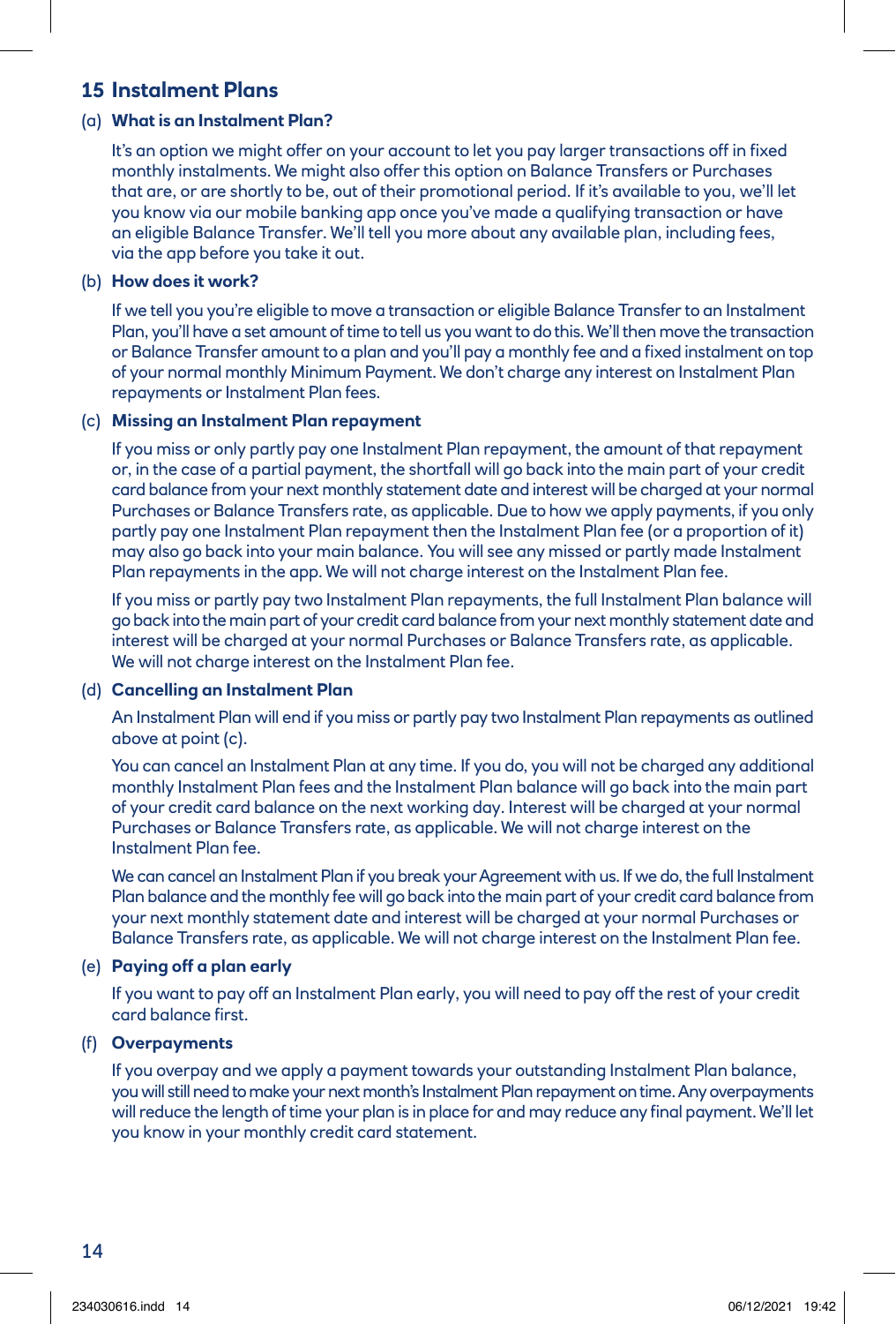## 15 Instalment Plans

### (a) What is an Instalment Plan?

It's an option we might offer on your account to let you pay larger transactions off in fixed monthly instalments. We might also offer this option on Balance Transfers or Purchases that are, or are shortly to be, out of their promotional period. If it's available to you, we'll let you know via our mobile banking app once you've made a qualifying transaction or have an eligible Balance Transfer. We'll tell you more about any available plan, including fees, via the app before you take it out.

### (b) How does it work?

If we tell you you're eligible to move a transaction or eligible Balance Transfer to an Instalment Plan, you'll have a set amount of time to tell us you want to do this. We'll then move the transaction or Balance Transfer amount to a plan and you'll pay a monthly fee and a fixed instalment on top of your normal monthly Minimum Payment. We don't charge any interest on Instalment Plan repayments or Instalment Plan fees.

### (c) Missing an Instalment Plan repayment

If you miss or only partly pay one Instalment Plan repayment, the amount of that repayment or, in the case of a partial payment, the shortfall will go back into the main part of your credit card balance from your next monthly statement date and interest will be charged at your normal Purchases or Balance Transfers rate, as applicable. Due to how we apply payments, if you only partly pay one Instalment Plan repayment then the Instalment Plan fee (or a proportion of it) may also go back into your main balance. You will see any missed or partly made Instalment Plan repayments in the app. We will not charge interest on the Instalment Plan fee.

If you miss or partly pay two Instalment Plan repayments, the full Instalment Plan balance will go back into the main part of your credit card balance from your next monthly statement date and interest will be charged at your normal Purchases or Balance Transfers rate, as applicable. We will not charge interest on the Instalment Plan fee.

### (d) Cancelling an Instalment Plan

An Instalment Plan will end if you miss or partly pay two Instalment Plan repayments as outlined above at point (c).

You can cancel an Instalment Plan at any time. If you do, you will not be charged any additional monthly Instalment Plan fees and the Instalment Plan balance will go back into the main part of your credit card balance on the next working day. Interest will be charged at your normal Purchases or Balance Transfers rate, as applicable. We will not charge interest on the Instalment Plan fee.

We can cancel an Instalment Plan if you break your Agreement with us. If we do, the full Instalment Plan balance and the monthly fee will go back into the main part of your credit card balance from your next monthly statement date and interest will be charged at your normal Purchases or Balance Transfers rate, as applicable. We will not charge interest on the Instalment Plan fee.

### (e) Paying off a plan early

If you want to pay off an Instalment Plan early, you will need to pay off the rest of your credit card balance first.

### (f) Overpayments

If you overpay and we apply a payment towards your outstanding Instalment Plan balance, you will still need to make your next month's Instalment Plan repayment on time. Any overpayments will reduce the length of time your plan is in place for and may reduce any final payment. We'll let you know in your monthly credit card statement.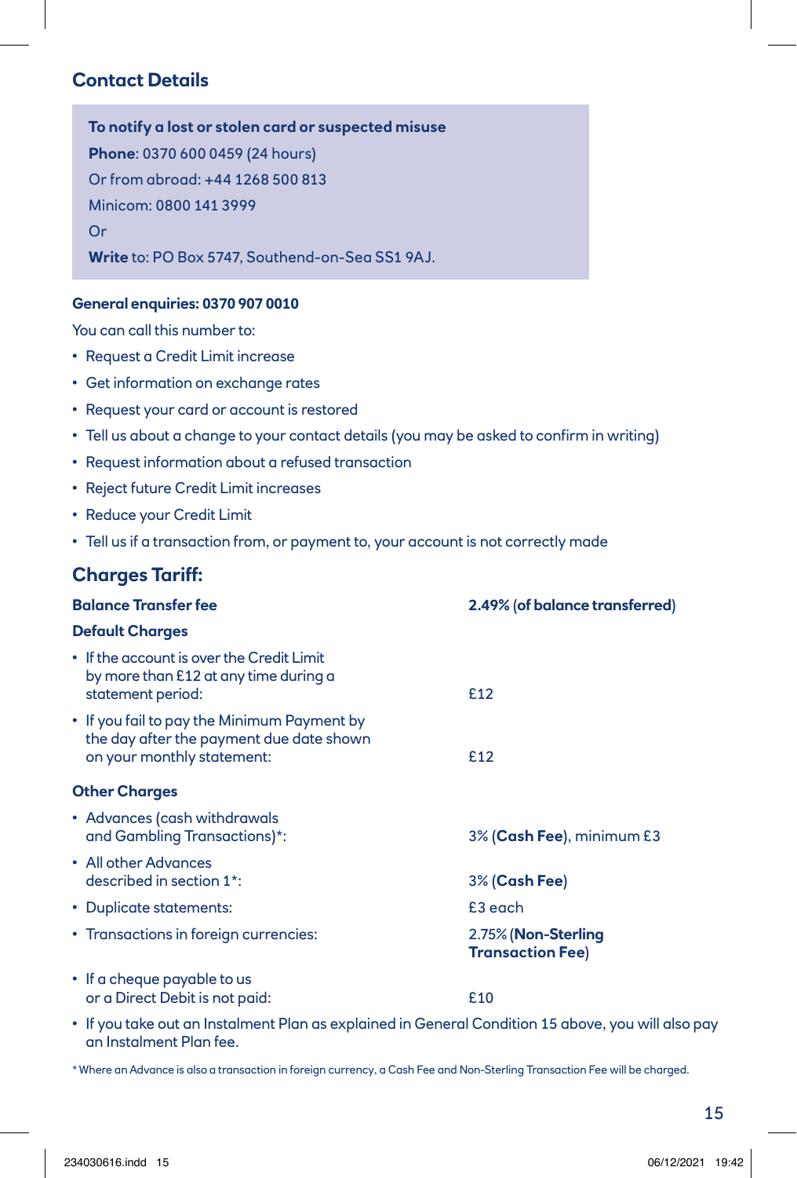## Contact Details

**To notify a lost or stolen card or suspected misuse**

**Phone**: 0370 600 0459 (24 hours)

Or from abroad: +44 1268 500 813

Minicom: 0800 141 3999

Or

**Write** to: PO Box 5747, Southend-on-Sea SS1 9AJ.

**General enquiries: 0370 907 0010**

You can call this number to:

- Request a Credit Limit increase
- Get information on exchange rates
- Request your card or account is restored
- Tell us about a change to your contact details (you may be asked to confirm in writing)
- Request information about a refused transaction
- Reject future Credit Limit increases
- Reduce your Credit Limit
- Tell us if a transaction from, or payment to, your account is not correctly made

## Charges Tariff:

| | |
|---|---|
| **Balance Transfer fee** | **2.49% (of balance transferred)** |
| **Default Charges** | |
| • If the account is over the Credit Limit by more than £12 at any time during a statement period: | £12 |
| • If you fail to pay the Minimum Payment by the day after the payment due date shown on your monthly statement: | £12 |
| **Other Charges** | |
| • Advances (cash withdrawals and Gambling Transactions)*: | 3% (**Cash Fee**), minimum £3 |
| • All other Advances described in section 1*: | 3% (**Cash Fee**) |
| • Duplicate statements: | £3 each |
| • Transactions in foreign currencies: | 2.75% (**Non-Sterling Transaction Fee**) |
| • If a cheque payable to us or a Direct Debit is not paid: | £10 |

- If you take out an Instalment Plan as explained in General Condition 15 above, you will also pay an Instalment Plan fee.

* Where an Advance is also a transaction in foreign currency, a Cash Fee and Non-Sterling Transaction Fee will be charged.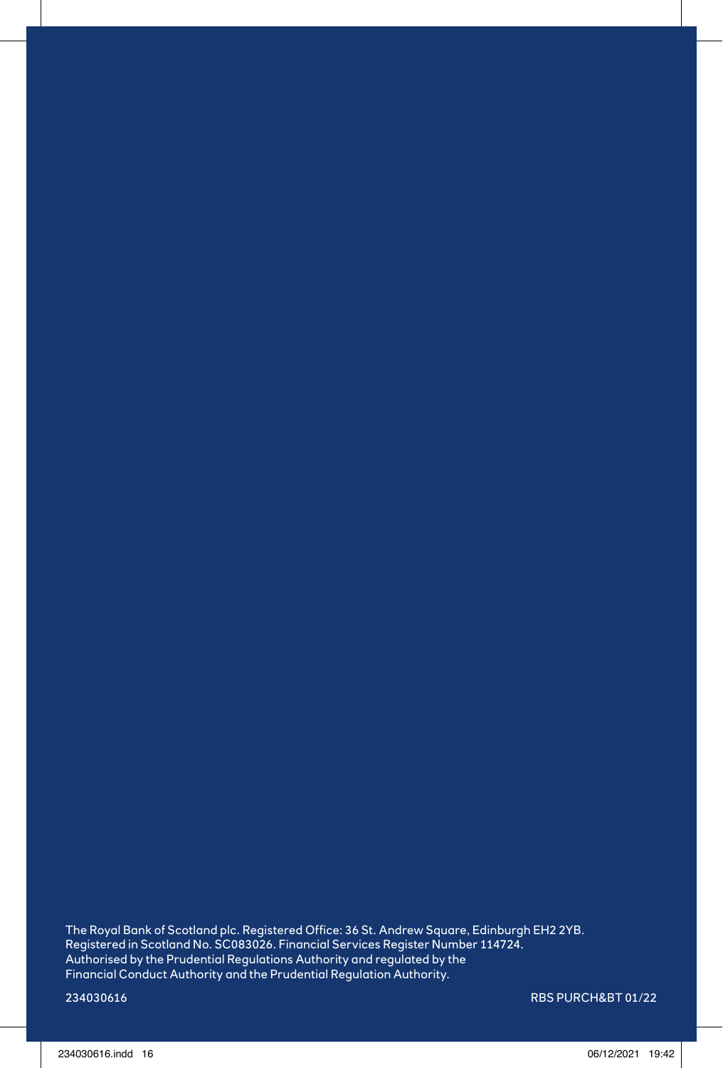The Royal Bank of Scotland plc. Registered Office: 36 St. Andrew Square, Edinburgh EH2 2YB.
Registered in Scotland No. SC083026. Financial Services Register Number 114724.
Authorised by the Prudential Regulations Authority and regulated by the
Financial Conduct Authority and the Prudential Regulation Authority.

234030616

RBS PURCH&BT 01/22